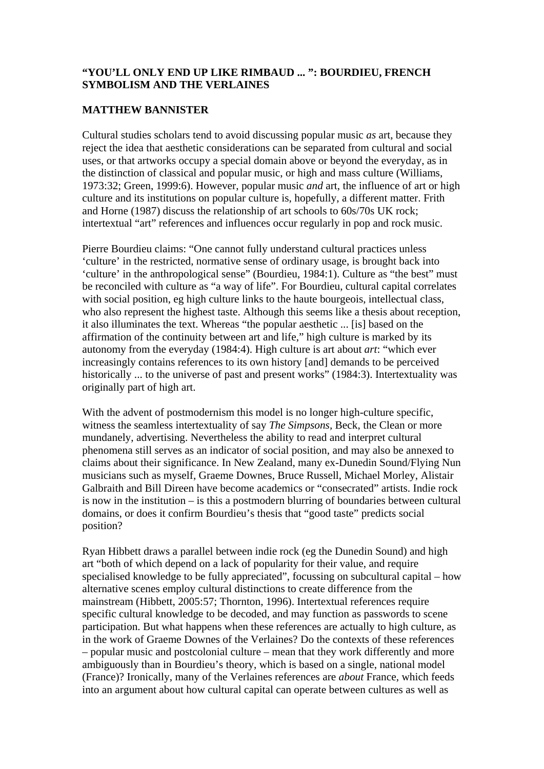# "YOU'LL ONLY END UP LIKE RIMBAUD ... ": BOURDIEU, FRENCH SYMBOLISM AND THE VERLAINES

## MATTHEW BANNISTER

Cultural studies scholars tend to avoid discussing popular music *as* art, because they reject the idea that aesthetic considerations can be separated from cultural and social uses, or that artworks occupy a special domain above or beyond the everyday, as in the distinction of classical and popular music, or high and mass culture (Williams, 1973:32; Green, 1999:6). However, popular music *and* art, the influence of art or high culture and its institutions on popular culture is, hopefully, a different matter. Frith and Horne (1987) discuss the relationship of art schools to 60s/70s UK rock; intertextual "art" references and influences occur regularly in pop and rock music.

Pierre Bourdieu claims: "One cannot fully understand cultural practices unless 'culture' in the restricted, normative sense of ordinary usage, is brought back into 'culture' in the anthropological sense" (Bourdieu, 1984:1). Culture as "the best" must be reconciled with culture as "a way of life". For Bourdieu, cultural capital correlates with social position, eg high culture links to the haute bourgeois, intellectual class, who also represent the highest taste. Although this seems like a thesis about reception, it also illuminates the text. Whereas "the popular aesthetic ... [is] based on the affirmation of the continuity between art and life," high culture is marked by its autonomy from the everyday (1984:4). High culture is art about *art*: "which ever increasingly contains references to its own history [and] demands to be perceived historically ... to the universe of past and present works" (1984:3). Intertextuality was originally part of high art.

With the advent of postmodernism this model is no longer high-culture specific, witness the seamless intertextuality of say *The Simpsons*, Beck, the Clean or more mundanely, advertising. Nevertheless the ability to read and interpret cultural phenomena still serves as an indicator of social position, and may also be annexed to claims about their significance. In New Zealand, many ex-Dunedin Sound/Flying Nun musicians such as myself, Graeme Downes, Bruce Russell, Michael Morley, Alistair Galbraith and Bill Direen have become academics or "consecrated" artists. Indie rock is now in the institution – is this a postmodern blurring of boundaries between cultural domains, or does it confirm Bourdieu's thesis that "good taste" predicts social position?

Ryan Hibbett draws a parallel between indie rock (eg the Dunedin Sound) and high art "both of which depend on a lack of popularity for their value, and require specialised knowledge to be fully appreciated", focussing on subcultural capital – how alternative scenes employ cultural distinctions to create difference from the mainstream (Hibbett, 2005:57; Thornton, 1996). Intertextual references require specific cultural knowledge to be decoded, and may function as passwords to scene participation. But what happens when these references are actually to high culture, as in the work of Graeme Downes of the Verlaines? Do the contexts of these references – popular music and postcolonial culture – mean that they work differently and more ambiguously than in Bourdieu's theory, which is based on a single, national model (France)? Ironically, many of the Verlaines references are *about* France, which feeds into an argument about how cultural capital can operate between cultures as well as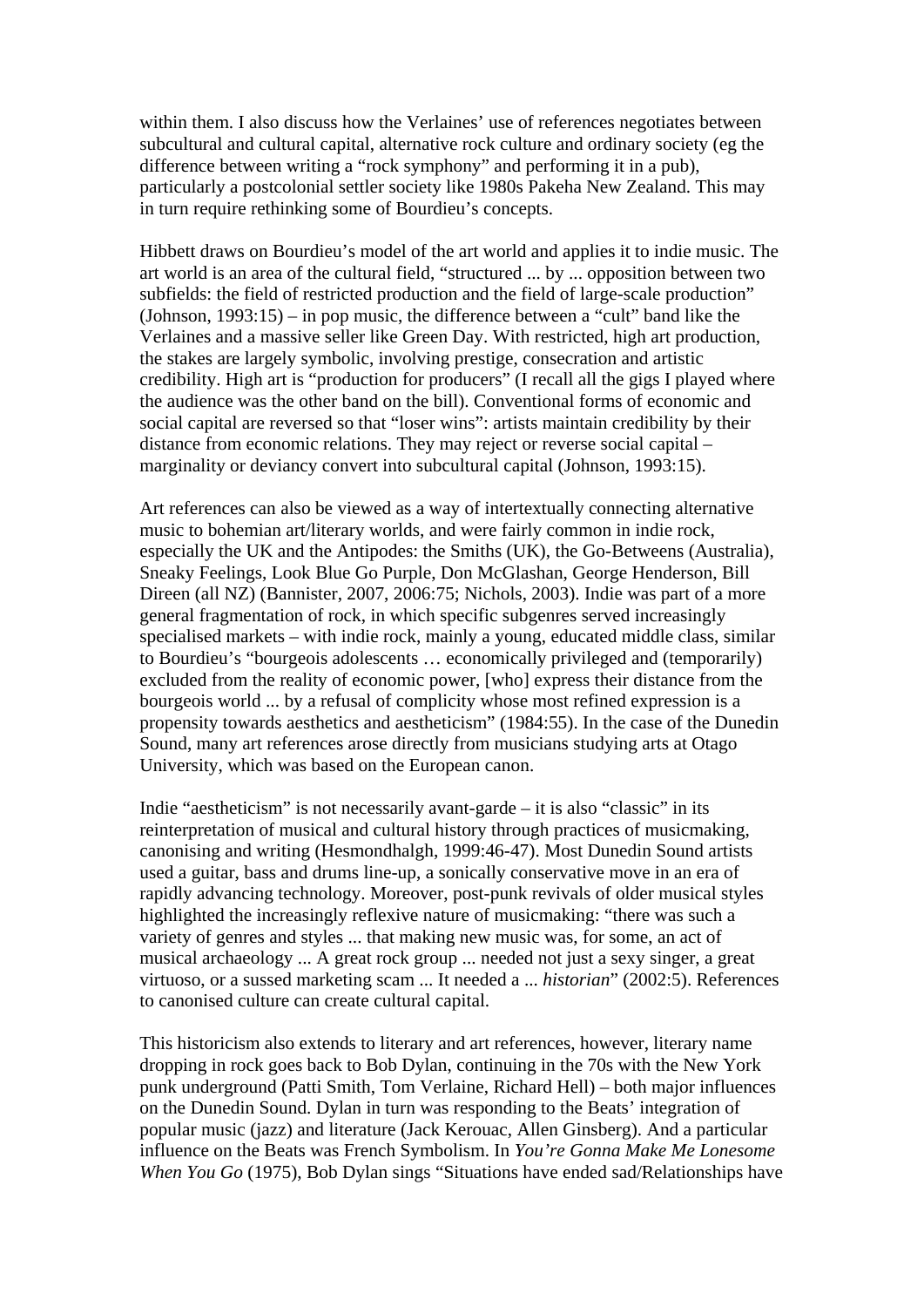within them. I also discuss how the Verlaines' use of references negotiates between subcultural and cultural capital, alternative rock culture and ordinary society (eg the difference between writing a "rock symphony" and performing it in a pub), particularly a postcolonial settler society like 1980s Pakeha New Zealand. This may in turn require rethinking some of Bourdieu's concepts.

Hibbett draws on Bourdieu's model of the art world and applies it to indie music. The art world is an area of the cultural field, "structured ... by ... opposition between two subfields: the field of restricted production and the field of large-scale production" (Johnson, 1993:15) – in pop music, the difference between a "cult" band like the Verlaines and a massive seller like Green Day. With restricted, high art production, the stakes are largely symbolic, involving prestige, consecration and artistic credibility. High art is "production for producers" (I recall all the gigs I played where the audience was the other band on the bill). Conventional forms of economic and social capital are reversed so that "loser wins": artists maintain credibility by their distance from economic relations. They may reject or reverse social capital – marginality or deviancy convert into subcultural capital (Johnson, 1993:15).

Art references can also be viewed as a way of intertextually connecting alternative music to bohemian art/literary worlds, and were fairly common in indie rock, especially the UK and the Antipodes: the Smiths (UK), the Go-Betweens (Australia), Sneaky Feelings, Look Blue Go Purple, Don McGlashan, George Henderson, Bill Direen (all NZ) (Bannister, 2007, 2006:75; Nichols, 2003). Indie was part of a more general fragmentation of rock, in which specific subgenres served increasingly specialised markets – with indie rock, mainly a young, educated middle class, similar to Bourdieu's "bourgeois adolescents … economically privileged and (temporarily) excluded from the reality of economic power, [who] express their distance from the bourgeois world ... by a refusal of complicity whose most refined expression is a propensity towards aesthetics and aestheticism" (1984:55). In the case of the Dunedin Sound, many art references arose directly from musicians studying arts at Otago University, which was based on the European canon.

Indie "aestheticism" is not necessarily avant-garde – it is also "classic" in its reinterpretation of musical and cultural history through practices of musicmaking, canonising and writing (Hesmondhalgh, 1999:46-47). Most Dunedin Sound artists used a guitar, bass and drums line-up, a sonically conservative move in an era of rapidly advancing technology. Moreover, post-punk revivals of older musical styles highlighted the increasingly reflexive nature of musicmaking: "there was such a variety of genres and styles ... that making new music was, for some, an act of musical archaeology ... A great rock group ... needed not just a sexy singer, a great virtuoso, or a sussed marketing scam ... It needed a ... *historian*" (2002:5). References to canonised culture can create cultural capital.

This historicism also extends to literary and art references, however, literary name dropping in rock goes back to Bob Dylan, continuing in the 70s with the New York punk underground (Patti Smith, Tom Verlaine, Richard Hell) – both major influences on the Dunedin Sound. Dylan in turn was responding to the Beats' integration of popular music (jazz) and literature (Jack Kerouac, Allen Ginsberg). And a particular influence on the Beats was French Symbolism. In *You're Gonna Make Me Lonesome When You Go* (1975), Bob Dylan sings "Situations have ended sad/Relationships have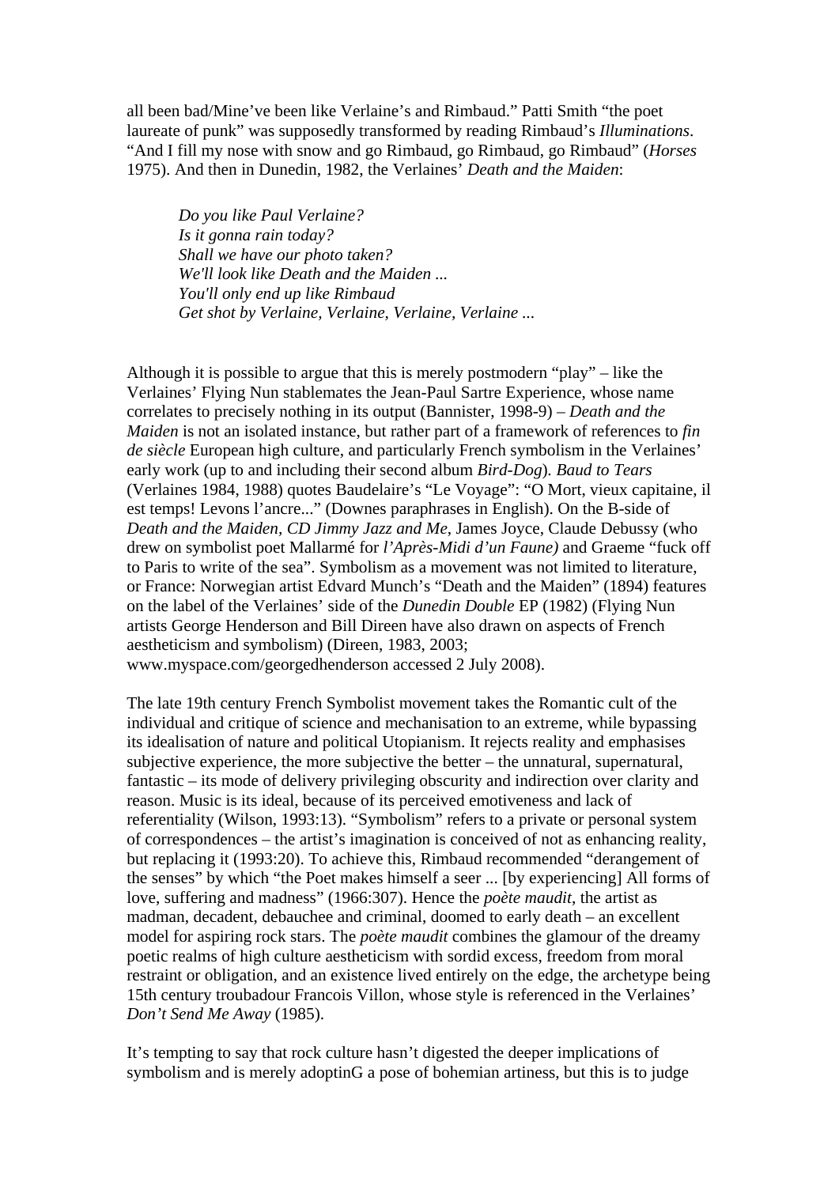all been bad/Mine've been like Verlaine's and Rimbaud." Patti Smith "the poet laureate of punk" was supposedly transformed by reading Rimbaud's *Illuminations*. "And I fill my nose with snow and go Rimbaud, go Rimbaud, go Rimbaud" (*Horses* 1975). And then in Dunedin, 1982, the Verlaines' *Death and the Maiden*:

> *Do you like Paul Verlaine?*
> *Is it gonna rain today?*
> *Shall we have our photo taken?*
> *We'll look like Death and the Maiden ...*
> *You'll only end up like Rimbaud*
> *Get shot by Verlaine, Verlaine, Verlaine, Verlaine ...*

Although it is possible to argue that this is merely postmodern "play" – like the Verlaines' Flying Nun stablemates the Jean-Paul Sartre Experience, whose name correlates to precisely nothing in its output (Bannister, 1998-9) – *Death and the Maiden* is not an isolated instance, but rather part of a framework of references to *fin de siècle* European high culture, and particularly French symbolism in the Verlaines' early work (up to and including their second album *Bird-Dog*). *Baud to Tears* (Verlaines 1984, 1988) quotes Baudelaire's "Le Voyage": "O Mort, vieux capitaine, il est temps! Levons l'ancre..." (Downes paraphrases in English). On the B-side of *Death and the Maiden, CD Jimmy Jazz and Me*, James Joyce, Claude Debussy (who drew on symbolist poet Mallarmé for *l'Après-Midi d'un Faune)* and Graeme "fuck off to Paris to write of the sea". Symbolism as a movement was not limited to literature, or France: Norwegian artist Edvard Munch's "Death and the Maiden" (1894) features on the label of the Verlaines' side of the *Dunedin Double* EP (1982) (Flying Nun artists George Henderson and Bill Direen have also drawn on aspects of French aestheticism and symbolism) (Direen, 1983, 2003; www.myspace.com/georgedhenderson accessed 2 July 2008).

The late 19th century French Symbolist movement takes the Romantic cult of the individual and critique of science and mechanisation to an extreme, while bypassing its idealisation of nature and political Utopianism. It rejects reality and emphasises subjective experience, the more subjective the better – the unnatural, supernatural, fantastic – its mode of delivery privileging obscurity and indirection over clarity and reason. Music is its ideal, because of its perceived emotiveness and lack of referentiality (Wilson, 1993:13). "Symbolism" refers to a private or personal system of correspondences – the artist's imagination is conceived of not as enhancing reality, but replacing it (1993:20). To achieve this, Rimbaud recommended "derangement of the senses" by which "the Poet makes himself a seer ... [by experiencing] All forms of love, suffering and madness" (1966:307). Hence the *poète maudit*, the artist as madman, decadent, debauchee and criminal, doomed to early death – an excellent model for aspiring rock stars. The *poète maudit* combines the glamour of the dreamy poetic realms of high culture aestheticism with sordid excess, freedom from moral restraint or obligation, and an existence lived entirely on the edge, the archetype being 15th century troubadour Francois Villon, whose style is referenced in the Verlaines' *Don't Send Me Away* (1985).

It's tempting to say that rock culture hasn't digested the deeper implications of symbolism and is merely adoptinG a pose of bohemian artiness, but this is to judge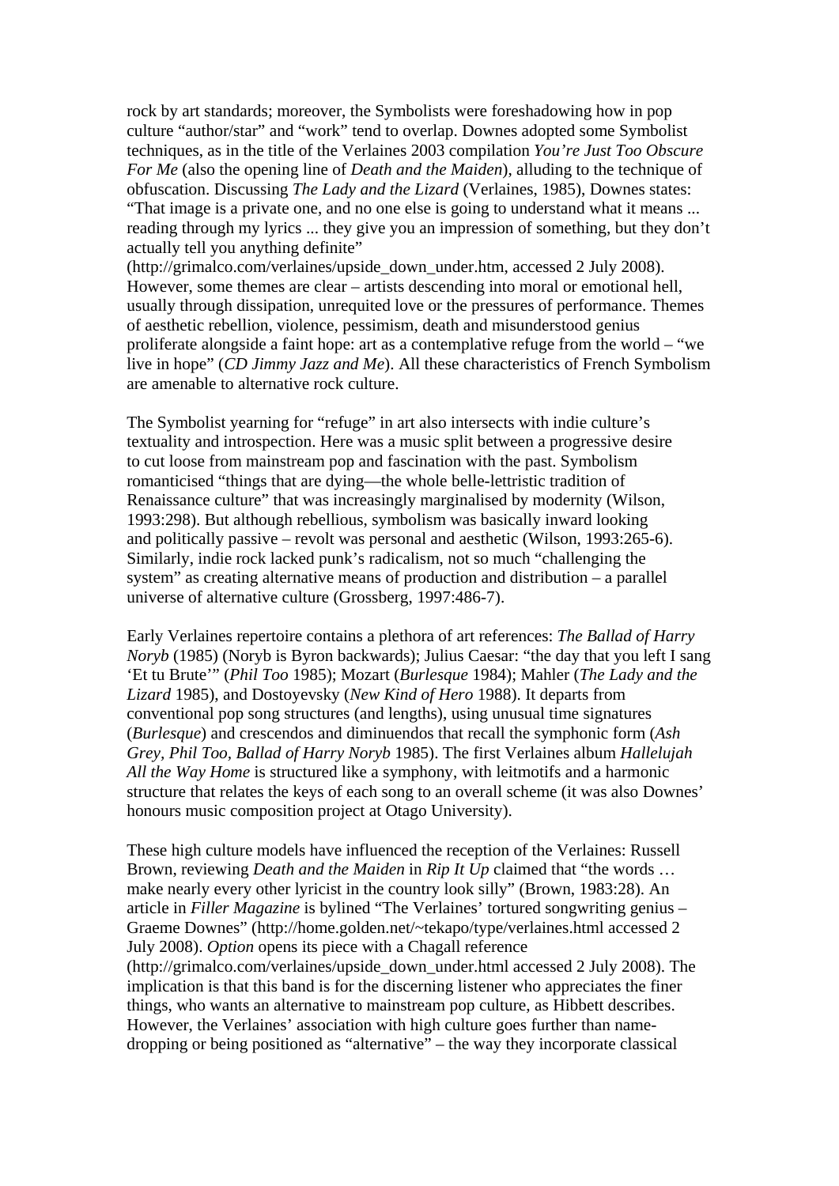rock by art standards; moreover, the Symbolists were foreshadowing how in pop culture "author/star" and "work" tend to overlap. Downes adopted some Symbolist techniques, as in the title of the Verlaines 2003 compilation *You're Just Too Obscure For Me* (also the opening line of *Death and the Maiden*), alluding to the technique of obfuscation. Discussing *The Lady and the Lizard* (Verlaines, 1985), Downes states: "That image is a private one, and no one else is going to understand what it means ... reading through my lyrics ... they give you an impression of something, but they don't actually tell you anything definite" (http://grimalco.com/verlaines/upside_down_under.htm, accessed 2 July 2008). However, some themes are clear – artists descending into moral or emotional hell, usually through dissipation, unrequited love or the pressures of performance. Themes of aesthetic rebellion, violence, pessimism, death and misunderstood genius proliferate alongside a faint hope: art as a contemplative refuge from the world – "we live in hope" (*CD Jimmy Jazz and Me*). All these characteristics of French Symbolism are amenable to alternative rock culture.

The Symbolist yearning for "refuge" in art also intersects with indie culture's textuality and introspection. Here was a music split between a progressive desire to cut loose from mainstream pop and fascination with the past. Symbolism romanticised "things that are dying—the whole belle-lettristic tradition of Renaissance culture" that was increasingly marginalised by modernity (Wilson, 1993:298). But although rebellious, symbolism was basically inward looking and politically passive – revolt was personal and aesthetic (Wilson, 1993:265-6). Similarly, indie rock lacked punk's radicalism, not so much "challenging the system" as creating alternative means of production and distribution – a parallel universe of alternative culture (Grossberg, 1997:486-7).

Early Verlaines repertoire contains a plethora of art references: *The Ballad of Harry Noryb* (1985) (Noryb is Byron backwards); Julius Caesar: "the day that you left I sang 'Et tu Brute'" (*Phil Too* 1985); Mozart (*Burlesque* 1984); Mahler (*The Lady and the Lizard* 1985), and Dostoyevsky (*New Kind of Hero* 1988). It departs from conventional pop song structures (and lengths), using unusual time signatures (*Burlesque*) and crescendos and diminuendos that recall the symphonic form (*Ash Grey*, *Phil Too*, *Ballad of Harry Noryb* 1985). The first Verlaines album *Hallelujah All the Way Home* is structured like a symphony, with leitmotifs and a harmonic structure that relates the keys of each song to an overall scheme (it was also Downes' honours music composition project at Otago University).

These high culture models have influenced the reception of the Verlaines: Russell Brown, reviewing *Death and the Maiden* in *Rip It Up* claimed that "the words … make nearly every other lyricist in the country look silly" (Brown, 1983:28). An article in *Filler Magazine* is bylined "The Verlaines' tortured songwriting genius – Graeme Downes" (http://home.golden.net/~tekapo/type/verlaines.html accessed 2 July 2008). *Option* opens its piece with a Chagall reference (http://grimalco.com/verlaines/upside_down_under.html accessed 2 July 2008). The implication is that this band is for the discerning listener who appreciates the finer things, who wants an alternative to mainstream pop culture, as Hibbett describes. However, the Verlaines' association with high culture goes further than name-dropping or being positioned as "alternative" – the way they incorporate classical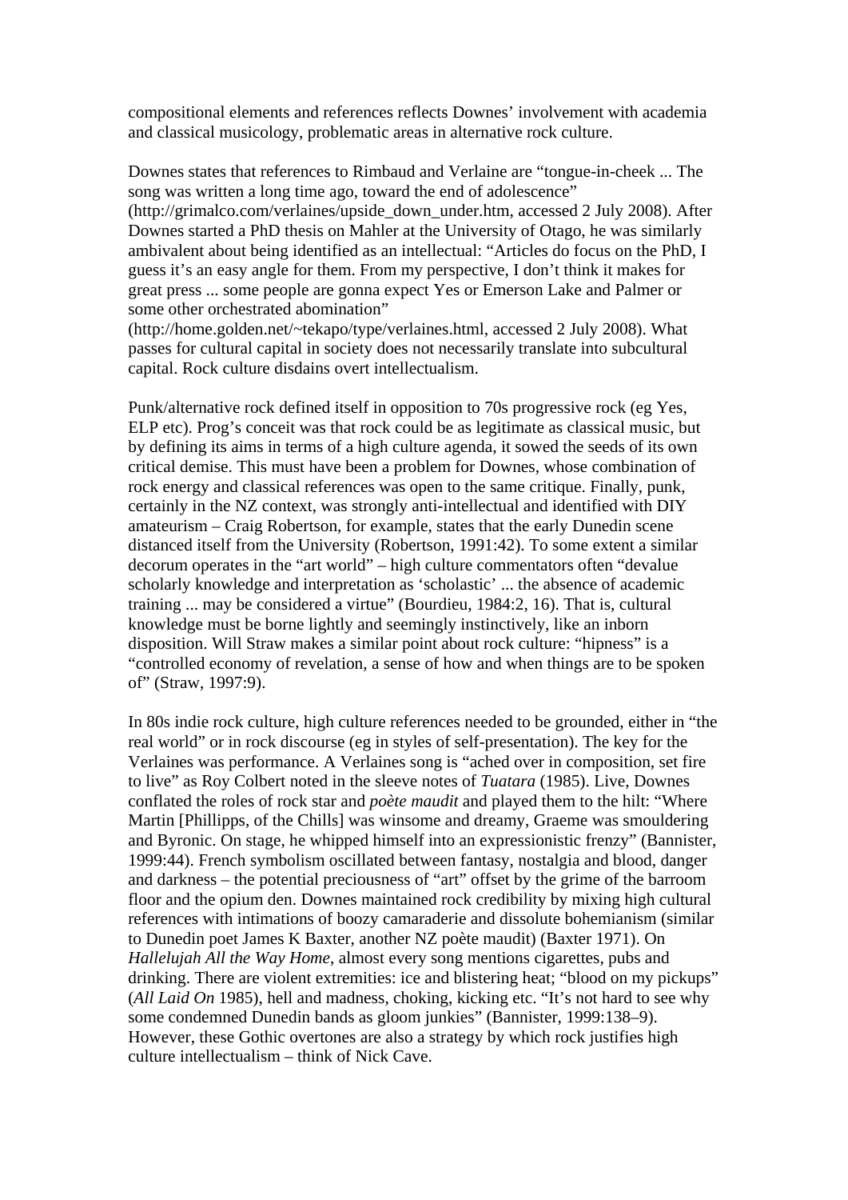compositional elements and references reflects Downes' involvement with academia and classical musicology, problematic areas in alternative rock culture.

Downes states that references to Rimbaud and Verlaine are "tongue-in-cheek ... The song was written a long time ago, toward the end of adolescence" (http://grimalco.com/verlaines/upside_down_under.htm, accessed 2 July 2008). After Downes started a PhD thesis on Mahler at the University of Otago, he was similarly ambivalent about being identified as an intellectual: "Articles do focus on the PhD, I guess it's an easy angle for them. From my perspective, I don't think it makes for great press ... some people are gonna expect Yes or Emerson Lake and Palmer or some other orchestrated abomination" (http://home.golden.net/~tekapo/type/verlaines.html, accessed 2 July 2008). What passes for cultural capital in society does not necessarily translate into subcultural capital. Rock culture disdains overt intellectualism.

Punk/alternative rock defined itself in opposition to 70s progressive rock (eg Yes, ELP etc). Prog's conceit was that rock could be as legitimate as classical music, but by defining its aims in terms of a high culture agenda, it sowed the seeds of its own critical demise. This must have been a problem for Downes, whose combination of rock energy and classical references was open to the same critique. Finally, punk, certainly in the NZ context, was strongly anti-intellectual and identified with DIY amateurism – Craig Robertson, for example, states that the early Dunedin scene distanced itself from the University (Robertson, 1991:42). To some extent a similar decorum operates in the "art world" – high culture commentators often "devalue scholarly knowledge and interpretation as 'scholastic' ... the absence of academic training ... may be considered a virtue" (Bourdieu, 1984:2, 16). That is, cultural knowledge must be borne lightly and seemingly instinctively, like an inborn disposition. Will Straw makes a similar point about rock culture: "hipness" is a "controlled economy of revelation, a sense of how and when things are to be spoken of" (Straw, 1997:9).

In 80s indie rock culture, high culture references needed to be grounded, either in "the real world" or in rock discourse (eg in styles of self-presentation). The key for the Verlaines was performance. A Verlaines song is "ached over in composition, set fire to live" as Roy Colbert noted in the sleeve notes of *Tuatara* (1985). Live, Downes conflated the roles of rock star and *poète maudit* and played them to the hilt: "Where Martin [Phillipps, of the Chills] was winsome and dreamy, Graeme was smouldering and Byronic. On stage, he whipped himself into an expressionistic frenzy" (Bannister, 1999:44). French symbolism oscillated between fantasy, nostalgia and blood, danger and darkness – the potential preciousness of "art" offset by the grime of the barroom floor and the opium den. Downes maintained rock credibility by mixing high cultural references with intimations of boozy camaraderie and dissolute bohemianism (similar to Dunedin poet James K Baxter, another NZ poète maudit) (Baxter 1971). On *Hallelujah All the Way Home*, almost every song mentions cigarettes, pubs and drinking. There are violent extremities: ice and blistering heat; "blood on my pickups" (*All Laid On* 1985), hell and madness, choking, kicking etc. "It's not hard to see why some condemned Dunedin bands as gloom junkies" (Bannister, 1999:138–9). However, these Gothic overtones are also a strategy by which rock justifies high culture intellectualism – think of Nick Cave.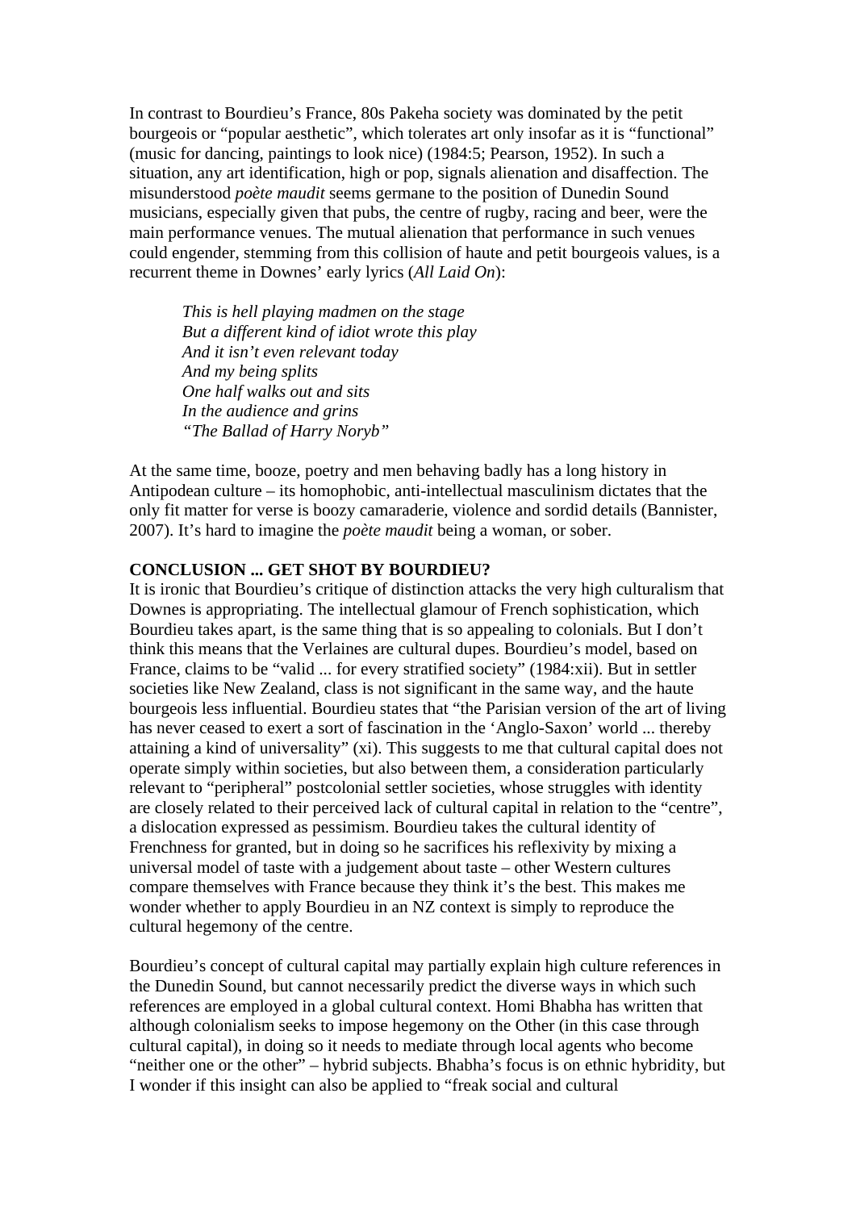In contrast to Bourdieu's France, 80s Pakeha society was dominated by the petit bourgeois or "popular aesthetic", which tolerates art only insofar as it is "functional" (music for dancing, paintings to look nice) (1984:5; Pearson, 1952). In such a situation, any art identification, high or pop, signals alienation and disaffection. The misunderstood *poète maudit* seems germane to the position of Dunedin Sound musicians, especially given that pubs, the centre of rugby, racing and beer, were the main performance venues. The mutual alienation that performance in such venues could engender, stemming from this collision of haute and petit bourgeois values, is a recurrent theme in Downes' early lyrics (*All Laid On*):

> *This is hell playing madmen on the stage*
> *But a different kind of idiot wrote this play*
> *And it isn't even relevant today*
> *And my being splits*
> *One half walks out and sits*
> *In the audience and grins*
> *"The Ballad of Harry Noryb"*

At the same time, booze, poetry and men behaving badly has a long history in Antipodean culture – its homophobic, anti-intellectual masculinism dictates that the only fit matter for verse is boozy camaraderie, violence and sordid details (Bannister, 2007). It's hard to imagine the *poète maudit* being a woman, or sober.

**CONCLUSION ... GET SHOT BY BOURDIEU?**

It is ironic that Bourdieu's critique of distinction attacks the very high culturalism that Downes is appropriating. The intellectual glamour of French sophistication, which Bourdieu takes apart, is the same thing that is so appealing to colonials. But I don't think this means that the Verlaines are cultural dupes. Bourdieu's model, based on France, claims to be "valid ... for every stratified society" (1984:xii). But in settler societies like New Zealand, class is not significant in the same way, and the haute bourgeois less influential. Bourdieu states that "the Parisian version of the art of living has never ceased to exert a sort of fascination in the 'Anglo-Saxon' world ... thereby attaining a kind of universality" (xi). This suggests to me that cultural capital does not operate simply within societies, but also between them, a consideration particularly relevant to "peripheral" postcolonial settler societies, whose struggles with identity are closely related to their perceived lack of cultural capital in relation to the "centre", a dislocation expressed as pessimism. Bourdieu takes the cultural identity of Frenchness for granted, but in doing so he sacrifices his reflexivity by mixing a universal model of taste with a judgement about taste – other Western cultures compare themselves with France because they think it's the best. This makes me wonder whether to apply Bourdieu in an NZ context is simply to reproduce the cultural hegemony of the centre.

Bourdieu's concept of cultural capital may partially explain high culture references in the Dunedin Sound, but cannot necessarily predict the diverse ways in which such references are employed in a global cultural context. Homi Bhabha has written that although colonialism seeks to impose hegemony on the Other (in this case through cultural capital), in doing so it needs to mediate through local agents who become "neither one or the other" – hybrid subjects. Bhabha's focus is on ethnic hybridity, but I wonder if this insight can also be applied to "freak social and cultural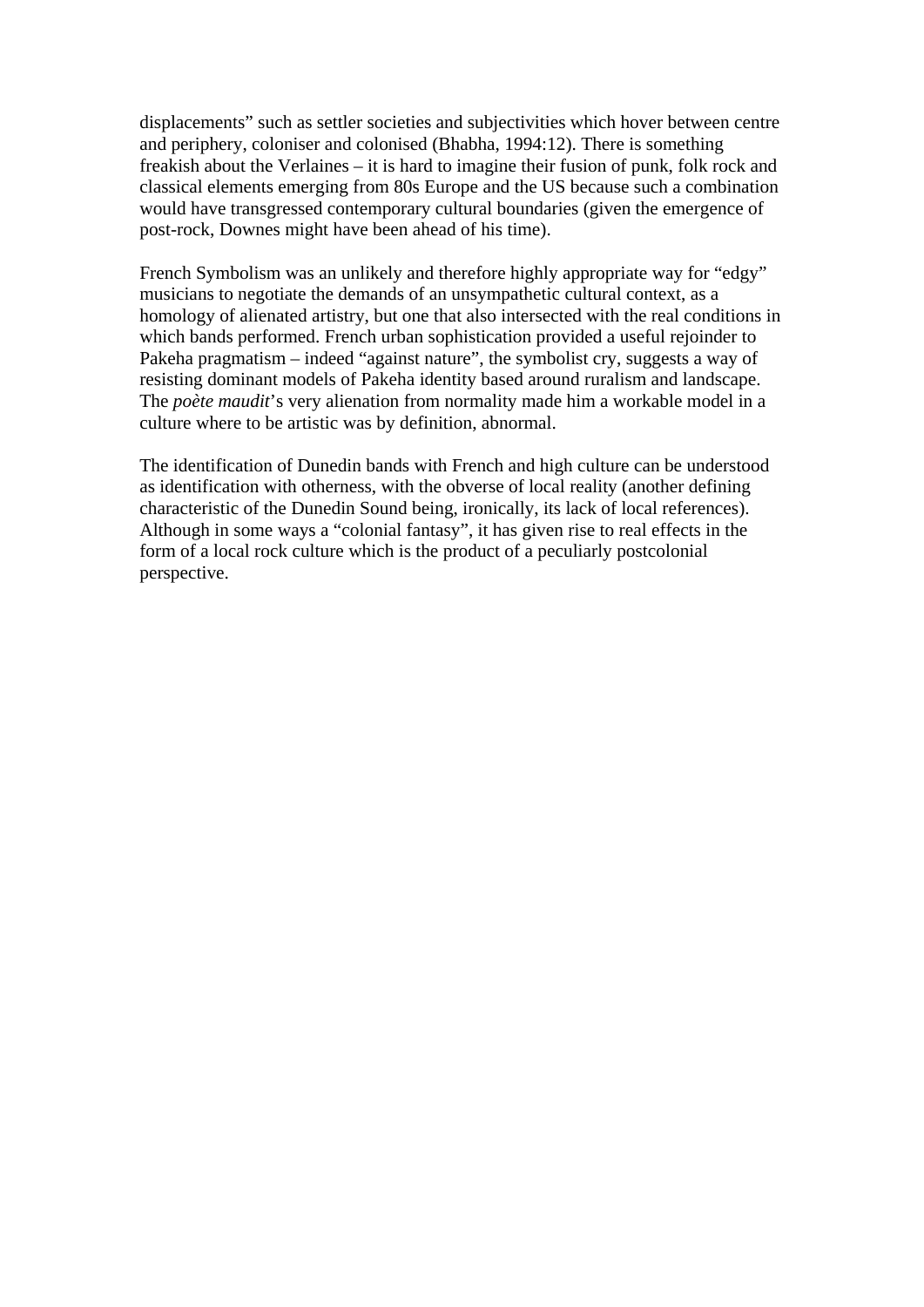displacements" such as settler societies and subjectivities which hover between centre and periphery, coloniser and colonised (Bhabha, 1994:12). There is something freakish about the Verlaines – it is hard to imagine their fusion of punk, folk rock and classical elements emerging from 80s Europe and the US because such a combination would have transgressed contemporary cultural boundaries (given the emergence of post-rock, Downes might have been ahead of his time).

French Symbolism was an unlikely and therefore highly appropriate way for "edgy" musicians to negotiate the demands of an unsympathetic cultural context, as a homology of alienated artistry, but one that also intersected with the real conditions in which bands performed. French urban sophistication provided a useful rejoinder to Pakeha pragmatism – indeed "against nature", the symbolist cry, suggests a way of resisting dominant models of Pakeha identity based around ruralism and landscape. The *poète maudit*'s very alienation from normality made him a workable model in a culture where to be artistic was by definition, abnormal.

The identification of Dunedin bands with French and high culture can be understood as identification with otherness, with the obverse of local reality (another defining characteristic of the Dunedin Sound being, ironically, its lack of local references). Although in some ways a "colonial fantasy", it has given rise to real effects in the form of a local rock culture which is the product of a peculiarly postcolonial perspective.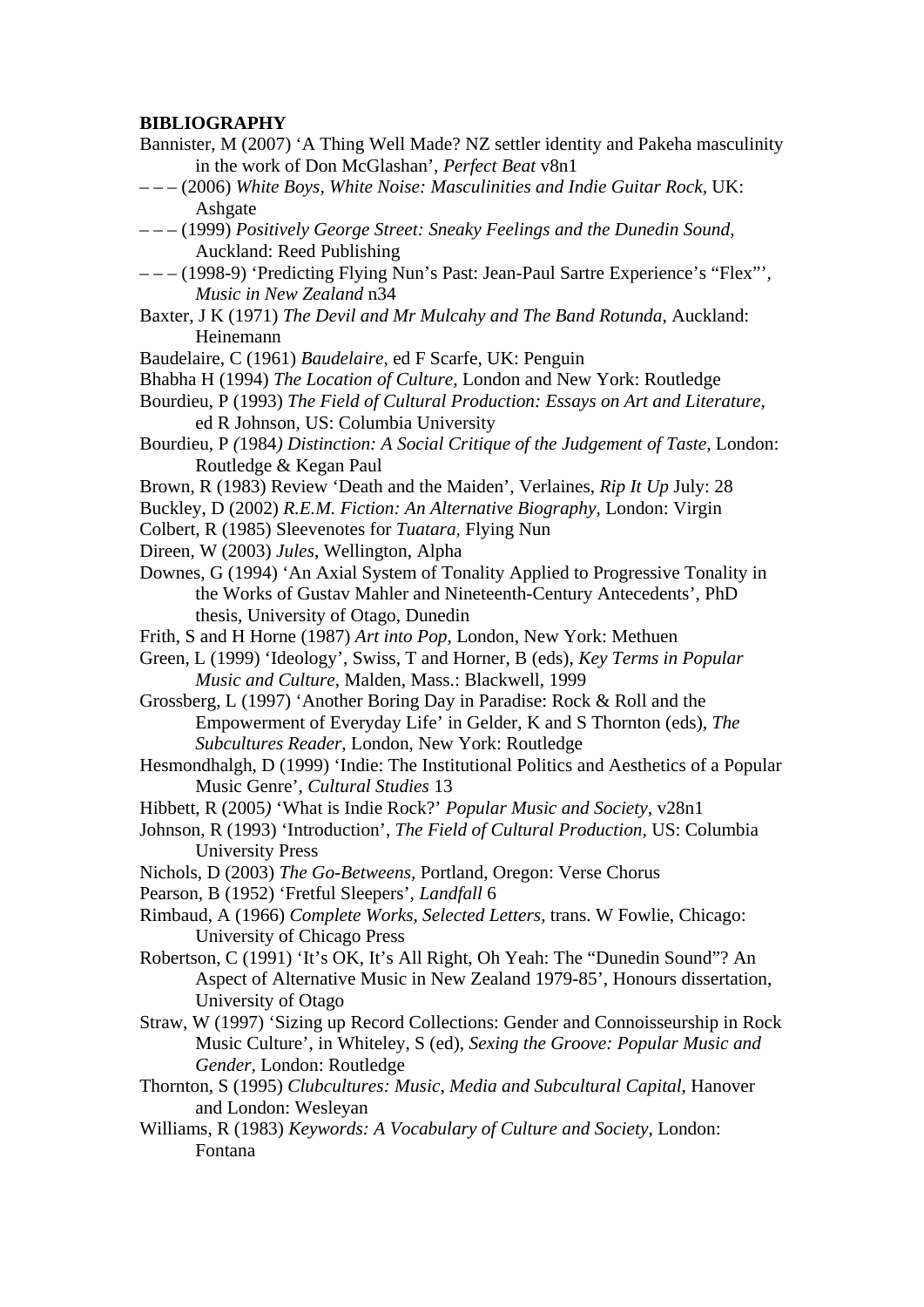**BIBLIOGRAPHY**

Bannister, M (2007) ‘A Thing Well Made? NZ settler identity and Pakeha masculinity in the work of Don McGlashan’, *Perfect Beat* v8n1

– – – (2006) *White Boys, White Noise: Masculinities and Indie Guitar Rock*, UK: Ashgate

– – – (1999) *Positively George Street: Sneaky Feelings and the Dunedin Sound*, Auckland: Reed Publishing

– – – (1998-9) ‘Predicting Flying Nun’s Past: Jean-Paul Sartre Experience’s “Flex”’, *Music in New Zealand* n34

Baxter, J K (1971) *The Devil and Mr Mulcahy and The Band Rotunda*, Auckland: Heinemann

Baudelaire, C (1961) *Baudelaire*, ed F Scarfe, UK: Penguin

Bhabha H (1994) *The Location of Culture*, London and New York: Routledge

Bourdieu, P (1993) *The Field of Cultural Production: Essays on Art and Literature*, ed R Johnson, US: Columbia University

Bourdieu, P (1984) *Distinction: A Social Critique of the Judgement of Taste*, London: Routledge & Kegan Paul

Brown, R (1983) Review ‘Death and the Maiden’, Verlaines, *Rip It Up* July: 28

Buckley, D (2002) *R.E.M. Fiction: An Alternative Biography*, London: Virgin

Colbert, R (1985) Sleevenotes for *Tuatara*, Flying Nun

Direen, W (2003) *Jules*, Wellington, Alpha

Downes, G (1994) ‘An Axial System of Tonality Applied to Progressive Tonality in the Works of Gustav Mahler and Nineteenth-Century Antecedents’, PhD thesis, University of Otago, Dunedin

Frith, S and H Horne (1987) *Art into Pop*, London, New York: Methuen

Green, L (1999) ‘Ideology’, Swiss, T and Horner, B (eds), *Key Terms in Popular Music and Culture*, Malden, Mass.: Blackwell, 1999

Grossberg, L (1997) ‘Another Boring Day in Paradise: Rock & Roll and the Empowerment of Everyday Life’ in Gelder, K and S Thornton (eds), *The Subcultures Reader*, London, New York: Routledge

Hesmondhalgh, D (1999) ‘Indie: The Institutional Politics and Aesthetics of a Popular Music Genre’, *Cultural Studies* 13

Hibbett, R (2005) ‘What is Indie Rock?’ *Popular Music and Society*, v28n1

Johnson, R (1993) ‘Introduction’, *The Field of Cultural Production*, US: Columbia University Press

Nichols, D (2003) *The Go-Betweens*, Portland, Oregon: Verse Chorus

Pearson, B (1952) ‘Fretful Sleepers’, *Landfall* 6

Rimbaud, A (1966) *Complete Works, Selected Letters*, trans. W Fowlie, Chicago: University of Chicago Press

Robertson, C (1991) ‘It’s OK, It’s All Right, Oh Yeah: The “Dunedin Sound”? An Aspect of Alternative Music in New Zealand 1979-85’, Honours dissertation, University of Otago

Straw, W (1997) ‘Sizing up Record Collections: Gender and Connoisseurship in Rock Music Culture’, in Whiteley, S (ed), *Sexing the Groove: Popular Music and Gender*, London: Routledge

Thornton, S (1995) *Clubcultures: Music, Media and Subcultural Capital*, Hanover and London: Wesleyan

Williams, R (1983) *Keywords: A Vocabulary of Culture and Society*, London: Fontana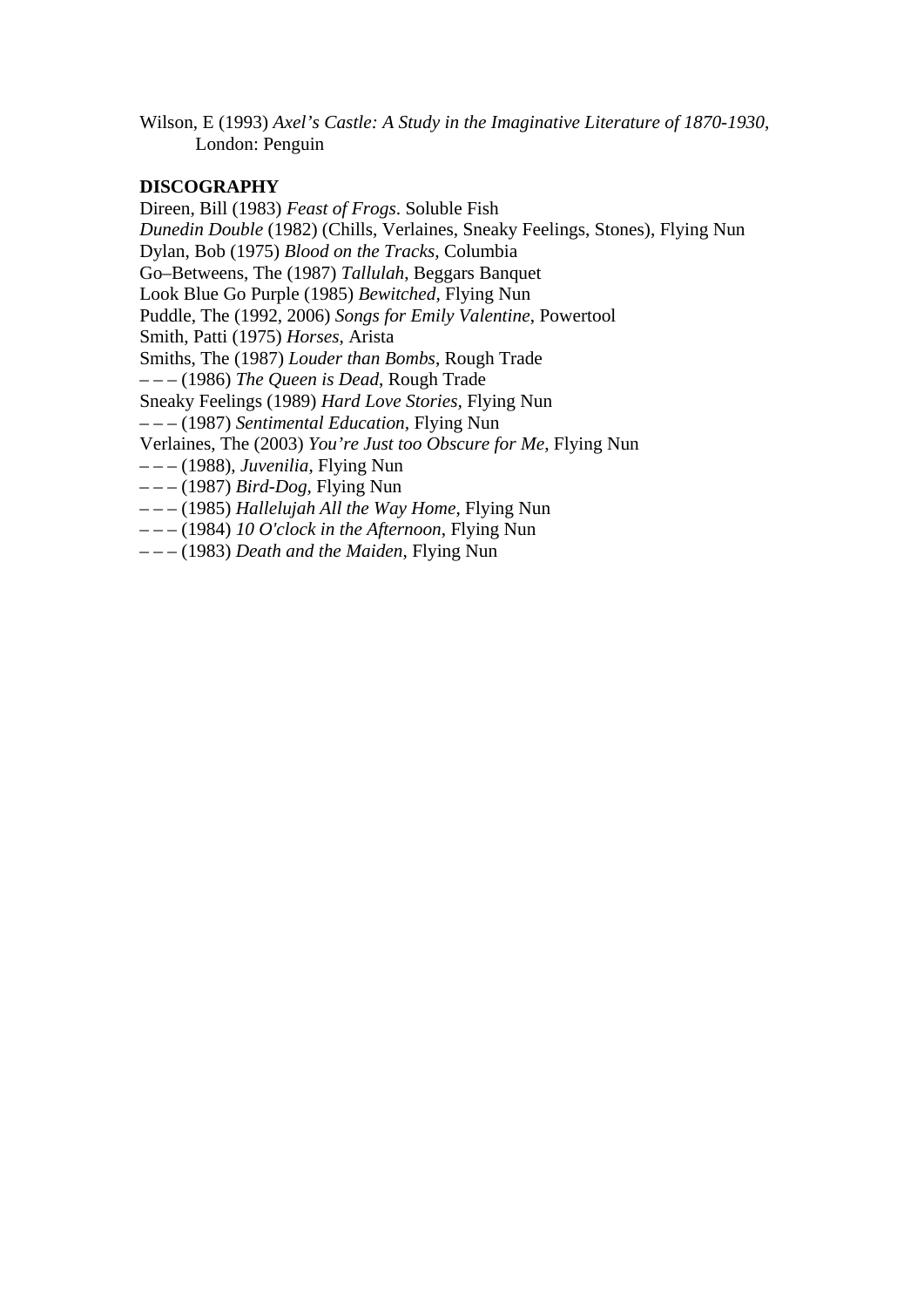Wilson, E (1993) *Axel's Castle: A Study in the Imaginative Literature of 1870-1930*, London: Penguin

**DISCOGRAPHY**

Direen, Bill (1983) *Feast of Frogs*. Soluble Fish
*Dunedin Double* (1982) (Chills, Verlaines, Sneaky Feelings, Stones), Flying Nun
Dylan, Bob (1975) *Blood on the Tracks*, Columbia
Go–Betweens, The (1987) *Tallulah*, Beggars Banquet
Look Blue Go Purple (1985) *Bewitched*, Flying Nun
Puddle, The (1992, 2006) *Songs for Emily Valentine*, Powertool
Smith, Patti (1975) *Horses*, Arista
Smiths, The (1987) *Louder than Bombs*, Rough Trade
– – – (1986) *The Queen is Dead*, Rough Trade
Sneaky Feelings (1989) *Hard Love Stories*, Flying Nun
– – – (1987) *Sentimental Education*, Flying Nun
Verlaines, The (2003) *You're Just too Obscure for Me*, Flying Nun
– – – (1988), *Juvenilia*, Flying Nun
– – – (1987) *Bird-Dog*, Flying Nun
– – – (1985) *Hallelujah All the Way Home*, Flying Nun
– – – (1984) *10 O'clock in the Afternoon*, Flying Nun
– – – (1983) *Death and the Maiden*, Flying Nun